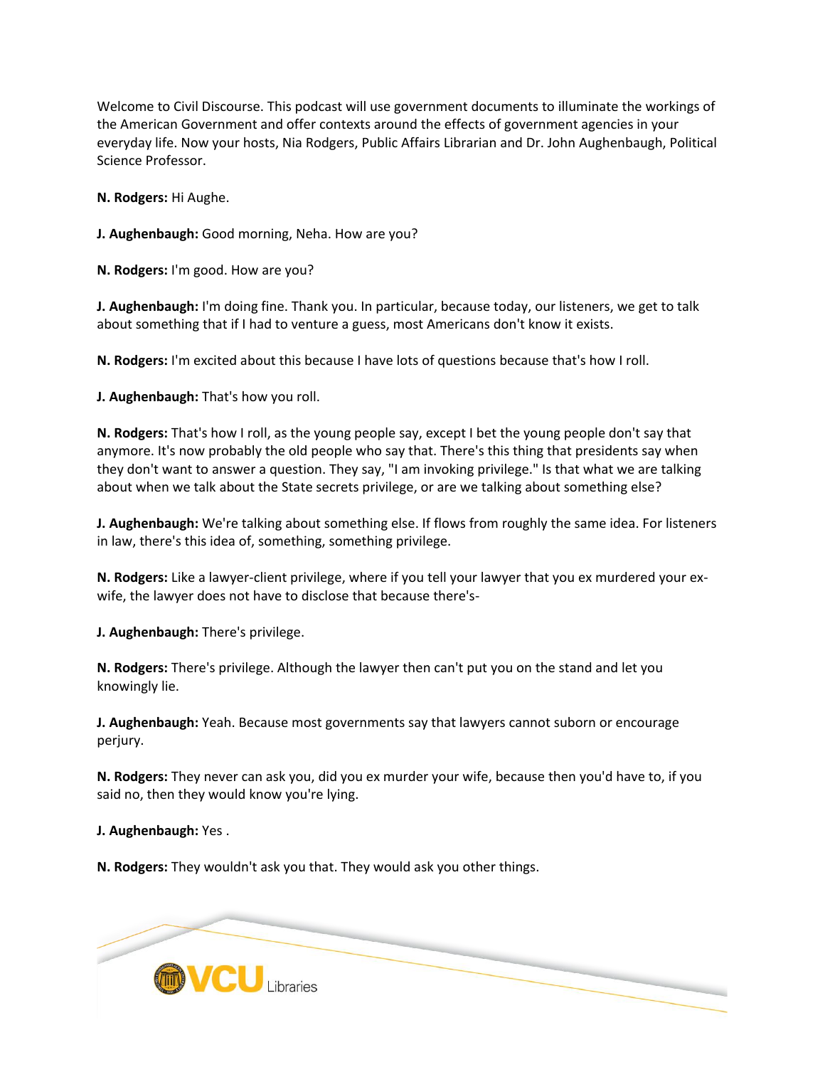Welcome to Civil Discourse. This podcast will use government documents to illuminate the workings of the American Government and offer contexts around the effects of government agencies in your everyday life. Now your hosts, Nia Rodgers, Public Affairs Librarian and Dr. John Aughenbaugh, Political Science Professor.

**N. Rodgers:** Hi Aughe.

**J. Aughenbaugh:** Good morning, Neha. How are you?

**N. Rodgers:** I'm good. How are you?

**J. Aughenbaugh:** I'm doing fine. Thank you. In particular, because today, our listeners, we get to talk about something that if I had to venture a guess, most Americans don't know it exists.

**N. Rodgers:** I'm excited about this because I have lots of questions because that's how I roll.

**J. Aughenbaugh:** That's how you roll.

**N. Rodgers:** That's how I roll, as the young people say, except I bet the young people don't say that anymore. It's now probably the old people who say that. There's this thing that presidents say when they don't want to answer a question. They say, "I am invoking privilege." Is that what we are talking about when we talk about the State secrets privilege, or are we talking about something else?

**J. Aughenbaugh:** We're talking about something else. If flows from roughly the same idea. For listeners in law, there's this idea of, something, something privilege.

**N. Rodgers:** Like a lawyer-client privilege, where if you tell your lawyer that you ex murdered your ex-wife, the lawyer does not have to disclose that because there's-

**J. Aughenbaugh:** There's privilege.

**N. Rodgers:** There's privilege. Although the lawyer then can't put you on the stand and let you knowingly lie.

**J. Aughenbaugh:** Yeah. Because most governments say that lawyers cannot suborn or encourage perjury.

**N. Rodgers:** They never can ask you, did you ex murder your wife, because then you'd have to, if you said no, then they would know you're lying.

**J. Aughenbaugh:** Yes .

**N. Rodgers:** They wouldn't ask you that. They would ask you other things.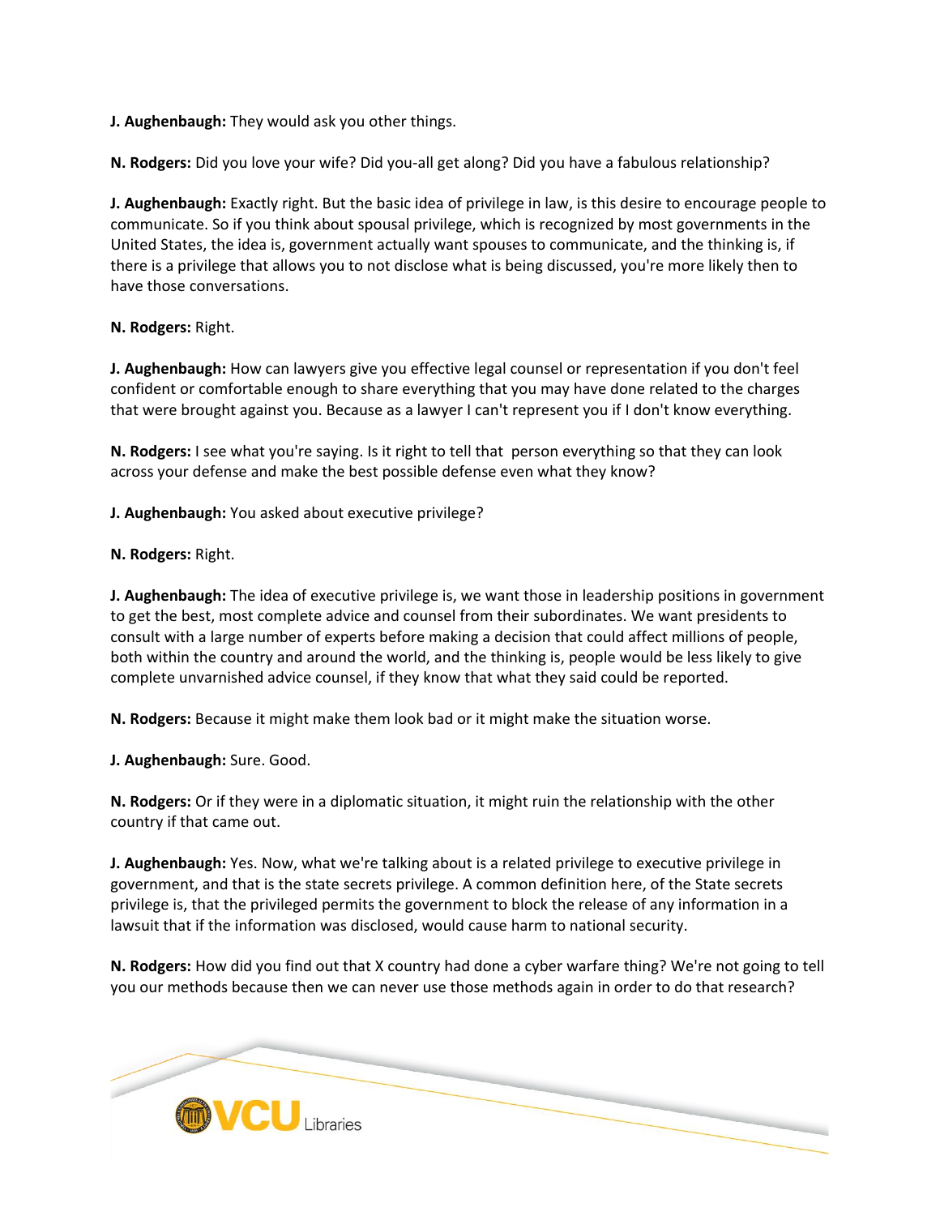**J. Aughenbaugh:** They would ask you other things.

**N. Rodgers:** Did you love your wife? Did you-all get along? Did you have a fabulous relationship?

**J. Aughenbaugh:** Exactly right. But the basic idea of privilege in law, is this desire to encourage people to communicate. So if you think about spousal privilege, which is recognized by most governments in the United States, the idea is, government actually want spouses to communicate, and the thinking is, if there is a privilege that allows you to not disclose what is being discussed, you're more likely then to have those conversations.

**N. Rodgers:** Right.

**J. Aughenbaugh:** How can lawyers give you effective legal counsel or representation if you don't feel confident or comfortable enough to share everything that you may have done related to the charges that were brought against you. Because as a lawyer I can't represent you if I don't know everything.

**N. Rodgers:** I see what you're saying. Is it right to tell that person everything so that they can look across your defense and make the best possible defense even what they know?

**J. Aughenbaugh:** You asked about executive privilege?

**N. Rodgers:** Right.

**J. Aughenbaugh:** The idea of executive privilege is, we want those in leadership positions in government to get the best, most complete advice and counsel from their subordinates. We want presidents to consult with a large number of experts before making a decision that could affect millions of people, both within the country and around the world, and the thinking is, people would be less likely to give complete unvarnished advice counsel, if they know that what they said could be reported.

**N. Rodgers:** Because it might make them look bad or it might make the situation worse.

**J. Aughenbaugh:** Sure. Good.

**N. Rodgers:** Or if they were in a diplomatic situation, it might ruin the relationship with the other country if that came out.

**J. Aughenbaugh:** Yes. Now, what we're talking about is a related privilege to executive privilege in government, and that is the state secrets privilege. A common definition here, of the State secrets privilege is, that the privileged permits the government to block the release of any information in a lawsuit that if the information was disclosed, would cause harm to national security.

**N. Rodgers:** How did you find out that X country had done a cyber warfare thing? We're not going to tell you our methods because then we can never use those methods again in order to do that research?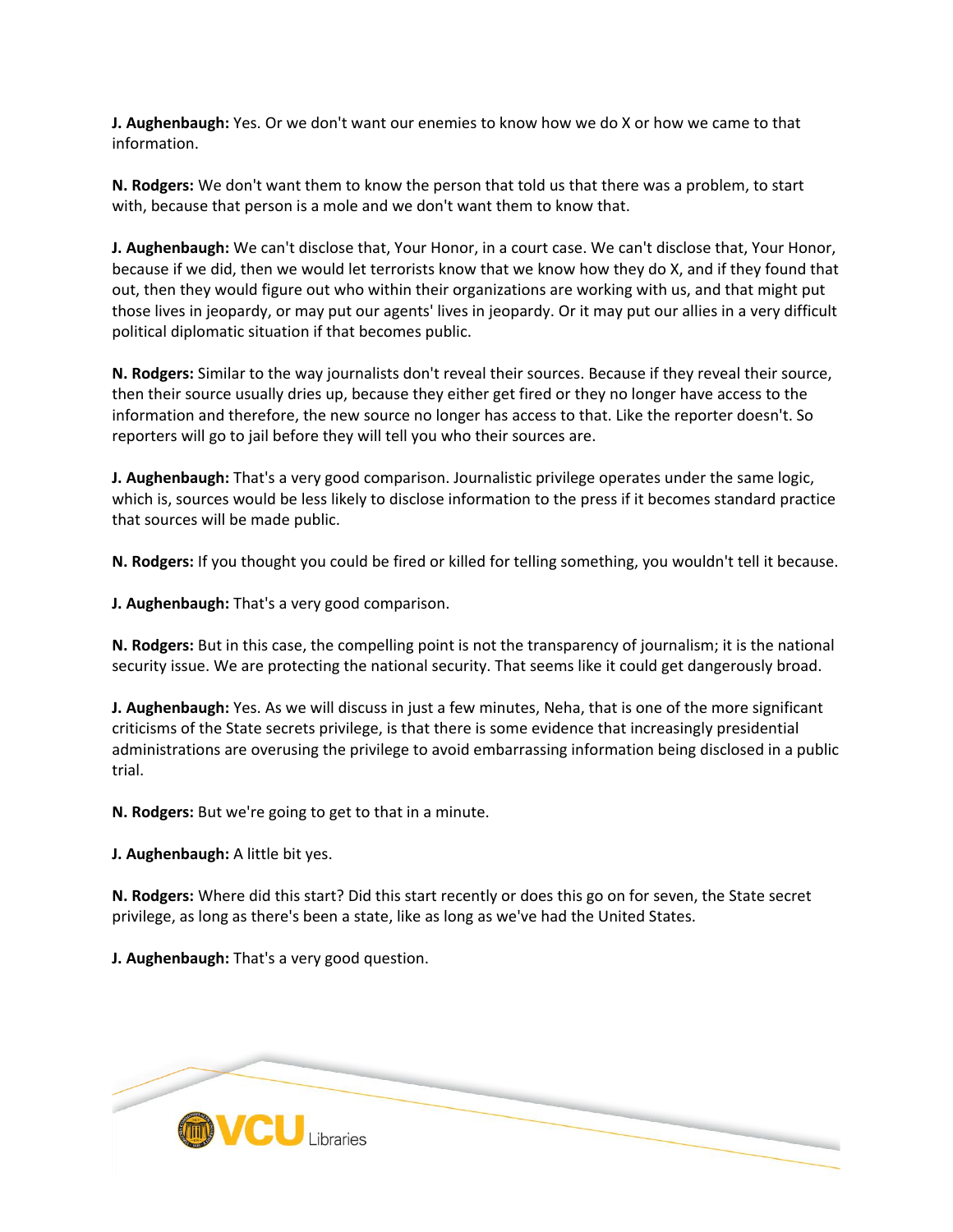**J. Aughenbaugh:** Yes. Or we don't want our enemies to know how we do X or how we came to that information.

**N. Rodgers:** We don't want them to know the person that told us that there was a problem, to start with, because that person is a mole and we don't want them to know that.

**J. Aughenbaugh:** We can't disclose that, Your Honor, in a court case. We can't disclose that, Your Honor, because if we did, then we would let terrorists know that we know how they do X, and if they found that out, then they would figure out who within their organizations are working with us, and that might put those lives in jeopardy, or may put our agents' lives in jeopardy. Or it may put our allies in a very difficult political diplomatic situation if that becomes public.

**N. Rodgers:** Similar to the way journalists don't reveal their sources. Because if they reveal their source, then their source usually dries up, because they either get fired or they no longer have access to the information and therefore, the new source no longer has access to that. Like the reporter doesn't. So reporters will go to jail before they will tell you who their sources are.

**J. Aughenbaugh:** That's a very good comparison. Journalistic privilege operates under the same logic, which is, sources would be less likely to disclose information to the press if it becomes standard practice that sources will be made public.

**N. Rodgers:** If you thought you could be fired or killed for telling something, you wouldn't tell it because.

**J. Aughenbaugh:** That's a very good comparison.

**N. Rodgers:** But in this case, the compelling point is not the transparency of journalism; it is the national security issue. We are protecting the national security. That seems like it could get dangerously broad.

**J. Aughenbaugh:** Yes. As we will discuss in just a few minutes, Neha, that is one of the more significant criticisms of the State secrets privilege, is that there is some evidence that increasingly presidential administrations are overusing the privilege to avoid embarrassing information being disclosed in a public trial.

**N. Rodgers:** But we're going to get to that in a minute.

**J. Aughenbaugh:** A little bit yes.

**N. Rodgers:** Where did this start? Did this start recently or does this go on for seven, the State secret privilege, as long as there's been a state, like as long as we've had the United States.

**J. Aughenbaugh:** That's a very good question.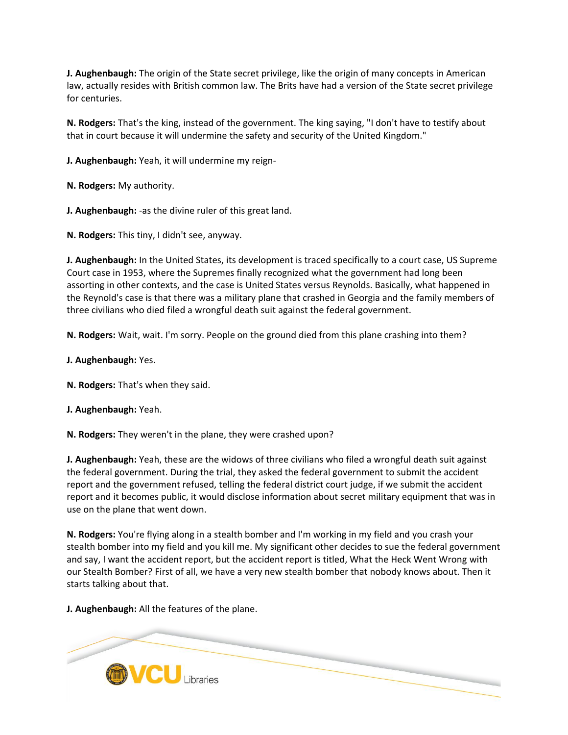**J. Aughenbaugh:** The origin of the State secret privilege, like the origin of many concepts in American law, actually resides with British common law. The Brits have had a version of the State secret privilege for centuries.

**N. Rodgers:** That's the king, instead of the government. The king saying, "I don't have to testify about that in court because it will undermine the safety and security of the United Kingdom."

**J. Aughenbaugh:** Yeah, it will undermine my reign-

**N. Rodgers:** My authority.

**J. Aughenbaugh:** -as the divine ruler of this great land.

**N. Rodgers:** This tiny, I didn't see, anyway.

**J. Aughenbaugh:** In the United States, its development is traced specifically to a court case, US Supreme Court case in 1953, where the Supremes finally recognized what the government had long been assorting in other contexts, and the case is United States versus Reynolds. Basically, what happened in the Reynold's case is that there was a military plane that crashed in Georgia and the family members of three civilians who died filed a wrongful death suit against the federal government.

**N. Rodgers:** Wait, wait. I'm sorry. People on the ground died from this plane crashing into them?

**J. Aughenbaugh:** Yes.

**N. Rodgers:** That's when they said.

**J. Aughenbaugh:** Yeah.

**N. Rodgers:** They weren't in the plane, they were crashed upon?

**J. Aughenbaugh:** Yeah, these are the widows of three civilians who filed a wrongful death suit against the federal government. During the trial, they asked the federal government to submit the accident report and the government refused, telling the federal district court judge, if we submit the accident report and it becomes public, it would disclose information about secret military equipment that was in use on the plane that went down.

**N. Rodgers:** You're flying along in a stealth bomber and I'm working in my field and you crash your stealth bomber into my field and you kill me. My significant other decides to sue the federal government and say, I want the accident report, but the accident report is titled, What the Heck Went Wrong with our Stealth Bomber? First of all, we have a very new stealth bomber that nobody knows about. Then it starts talking about that.

**J. Aughenbaugh:** All the features of the plane.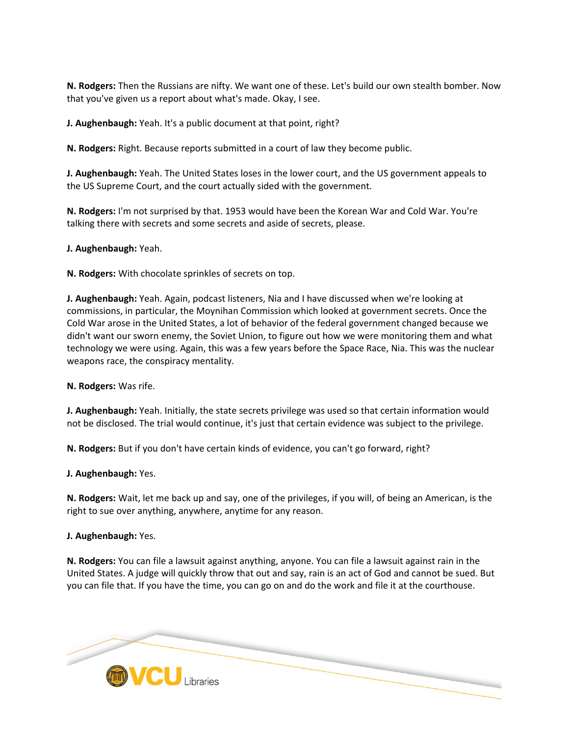**N. Rodgers:** Then the Russians are nifty. We want one of these. Let's build our own stealth bomber. Now that you've given us a report about what's made. Okay, I see.

**J. Aughenbaugh:** Yeah. It's a public document at that point, right?

**N. Rodgers:** Right. Because reports submitted in a court of law they become public.

**J. Aughenbaugh:** Yeah. The United States loses in the lower court, and the US government appeals to the US Supreme Court, and the court actually sided with the government.

**N. Rodgers:** I'm not surprised by that. 1953 would have been the Korean War and Cold War. You're talking there with secrets and some secrets and aside of secrets, please.

**J. Aughenbaugh:** Yeah.

**N. Rodgers:** With chocolate sprinkles of secrets on top.

**J. Aughenbaugh:** Yeah. Again, podcast listeners, Nia and I have discussed when we're looking at commissions, in particular, the Moynihan Commission which looked at government secrets. Once the Cold War arose in the United States, a lot of behavior of the federal government changed because we didn't want our sworn enemy, the Soviet Union, to figure out how we were monitoring them and what technology we were using. Again, this was a few years before the Space Race, Nia. This was the nuclear weapons race, the conspiracy mentality.

**N. Rodgers:** Was rife.

**J. Aughenbaugh:** Yeah. Initially, the state secrets privilege was used so that certain information would not be disclosed. The trial would continue, it's just that certain evidence was subject to the privilege.

**N. Rodgers:** But if you don't have certain kinds of evidence, you can't go forward, right?

**J. Aughenbaugh:** Yes.

**N. Rodgers:** Wait, let me back up and say, one of the privileges, if you will, of being an American, is the right to sue over anything, anywhere, anytime for any reason.

**J. Aughenbaugh:** Yes.

**N. Rodgers:** You can file a lawsuit against anything, anyone. You can file a lawsuit against rain in the United States. A judge will quickly throw that out and say, rain is an act of God and cannot be sued. But you can file that. If you have the time, you can go on and do the work and file it at the courthouse.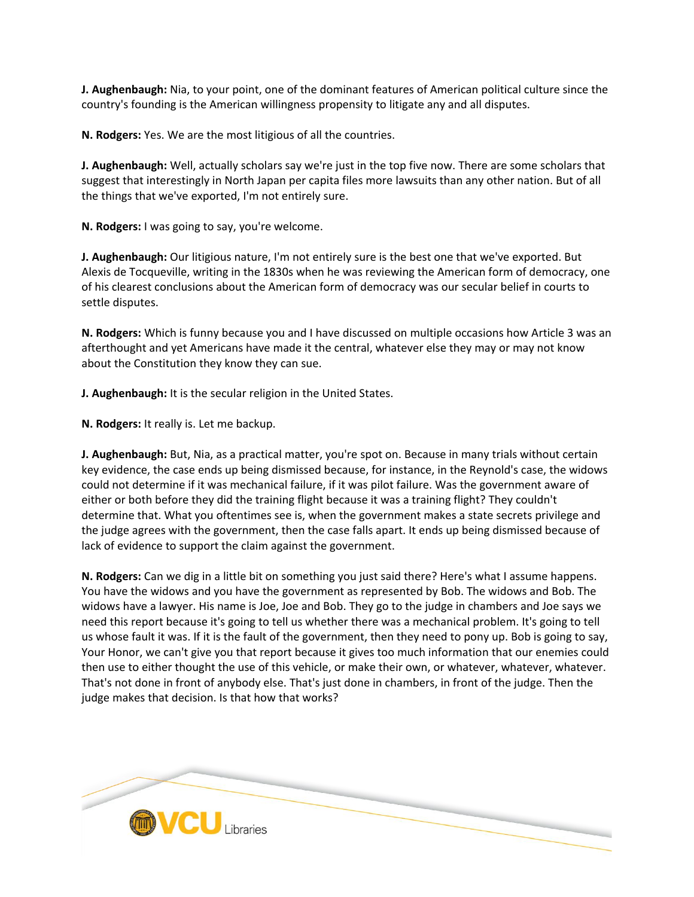**J. Aughenbaugh:** Nia, to your point, one of the dominant features of American political culture since the country's founding is the American willingness propensity to litigate any and all disputes.

**N. Rodgers:** Yes. We are the most litigious of all the countries.

**J. Aughenbaugh:** Well, actually scholars say we're just in the top five now. There are some scholars that suggest that interestingly in North Japan per capita files more lawsuits than any other nation. But of all the things that we've exported, I'm not entirely sure.

**N. Rodgers:** I was going to say, you're welcome.

**J. Aughenbaugh:** Our litigious nature, I'm not entirely sure is the best one that we've exported. But Alexis de Tocqueville, writing in the 1830s when he was reviewing the American form of democracy, one of his clearest conclusions about the American form of democracy was our secular belief in courts to settle disputes.

**N. Rodgers:** Which is funny because you and I have discussed on multiple occasions how Article 3 was an afterthought and yet Americans have made it the central, whatever else they may or may not know about the Constitution they know they can sue.

**J. Aughenbaugh:** It is the secular religion in the United States.

**N. Rodgers:** It really is. Let me backup.

**J. Aughenbaugh:** But, Nia, as a practical matter, you're spot on. Because in many trials without certain key evidence, the case ends up being dismissed because, for instance, in the Reynold's case, the widows could not determine if it was mechanical failure, if it was pilot failure. Was the government aware of either or both before they did the training flight because it was a training flight? They couldn't determine that. What you oftentimes see is, when the government makes a state secrets privilege and the judge agrees with the government, then the case falls apart. It ends up being dismissed because of lack of evidence to support the claim against the government.

**N. Rodgers:** Can we dig in a little bit on something you just said there? Here's what I assume happens. You have the widows and you have the government as represented by Bob. The widows and Bob. The widows have a lawyer. His name is Joe, Joe and Bob. They go to the judge in chambers and Joe says we need this report because it's going to tell us whether there was a mechanical problem. It's going to tell us whose fault it was. If it is the fault of the government, then they need to pony up. Bob is going to say, Your Honor, we can't give you that report because it gives too much information that our enemies could then use to either thought the use of this vehicle, or make their own, or whatever, whatever, whatever. That's not done in front of anybody else. That's just done in chambers, in front of the judge. Then the judge makes that decision. Is that how that works?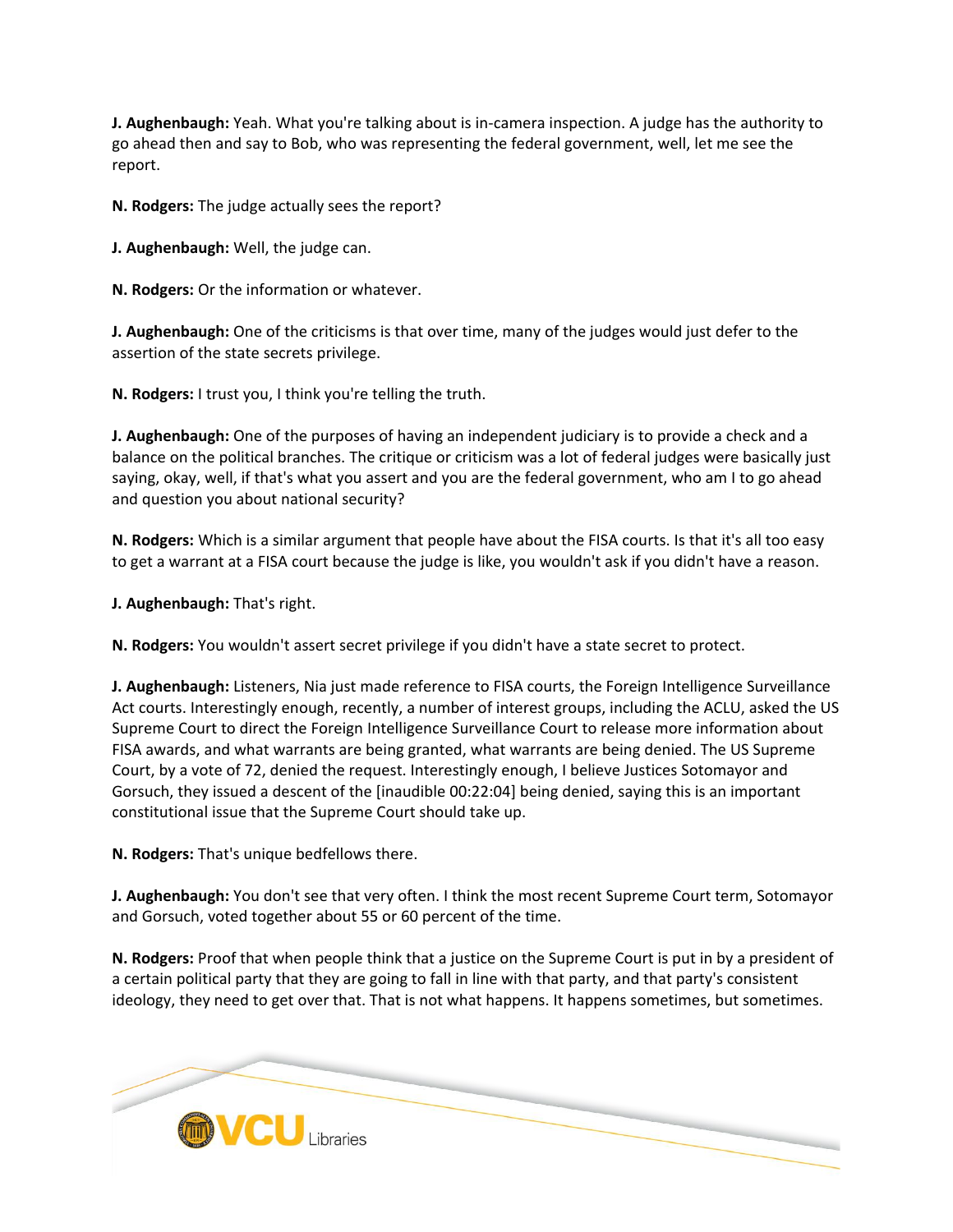**J. Aughenbaugh:** Yeah. What you're talking about is in-camera inspection. A judge has the authority to go ahead then and say to Bob, who was representing the federal government, well, let me see the report.

**N. Rodgers:** The judge actually sees the report?

**J. Aughenbaugh:** Well, the judge can.

**N. Rodgers:** Or the information or whatever.

**J. Aughenbaugh:** One of the criticisms is that over time, many of the judges would just defer to the assertion of the state secrets privilege.

**N. Rodgers:** I trust you, I think you're telling the truth.

**J. Aughenbaugh:** One of the purposes of having an independent judiciary is to provide a check and a balance on the political branches. The critique or criticism was a lot of federal judges were basically just saying, okay, well, if that's what you assert and you are the federal government, who am I to go ahead and question you about national security?

**N. Rodgers:** Which is a similar argument that people have about the FISA courts. Is that it's all too easy to get a warrant at a FISA court because the judge is like, you wouldn't ask if you didn't have a reason.

**J. Aughenbaugh:** That's right.

**N. Rodgers:** You wouldn't assert secret privilege if you didn't have a state secret to protect.

**J. Aughenbaugh:** Listeners, Nia just made reference to FISA courts, the Foreign Intelligence Surveillance Act courts. Interestingly enough, recently, a number of interest groups, including the ACLU, asked the US Supreme Court to direct the Foreign Intelligence Surveillance Court to release more information about FISA awards, and what warrants are being granted, what warrants are being denied. The US Supreme Court, by a vote of 72, denied the request. Interestingly enough, I believe Justices Sotomayor and Gorsuch, they issued a descent of the [inaudible 00:22:04] being denied, saying this is an important constitutional issue that the Supreme Court should take up.

**N. Rodgers:** That's unique bedfellows there.

**J. Aughenbaugh:** You don't see that very often. I think the most recent Supreme Court term, Sotomayor and Gorsuch, voted together about 55 or 60 percent of the time.

**N. Rodgers:** Proof that when people think that a justice on the Supreme Court is put in by a president of a certain political party that they are going to fall in line with that party, and that party's consistent ideology, they need to get over that. That is not what happens. It happens sometimes, but sometimes.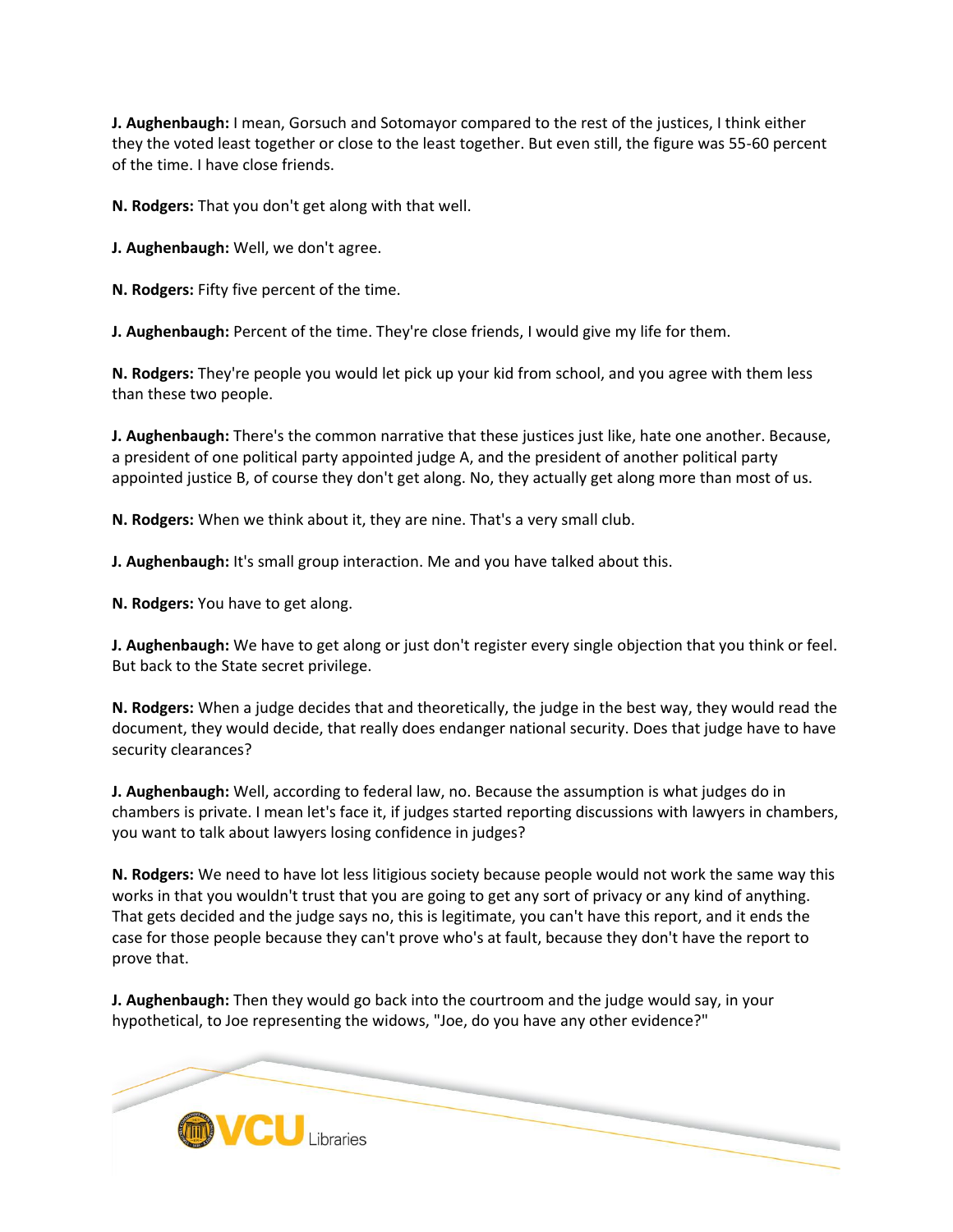**J. Aughenbaugh:** I mean, Gorsuch and Sotomayor compared to the rest of the justices, I think either they the voted least together or close to the least together. But even still, the figure was 55-60 percent of the time. I have close friends.

**N. Rodgers:** That you don't get along with that well.

**J. Aughenbaugh:** Well, we don't agree.

**N. Rodgers:** Fifty five percent of the time.

**J. Aughenbaugh:** Percent of the time. They're close friends, I would give my life for them.

**N. Rodgers:** They're people you would let pick up your kid from school, and you agree with them less than these two people.

**J. Aughenbaugh:** There's the common narrative that these justices just like, hate one another. Because, a president of one political party appointed judge A, and the president of another political party appointed justice B, of course they don't get along. No, they actually get along more than most of us.

**N. Rodgers:** When we think about it, they are nine. That's a very small club.

**J. Aughenbaugh:** It's small group interaction. Me and you have talked about this.

**N. Rodgers:** You have to get along.

**J. Aughenbaugh:** We have to get along or just don't register every single objection that you think or feel. But back to the State secret privilege.

**N. Rodgers:** When a judge decides that and theoretically, the judge in the best way, they would read the document, they would decide, that really does endanger national security. Does that judge have to have security clearances?

**J. Aughenbaugh:** Well, according to federal law, no. Because the assumption is what judges do in chambers is private. I mean let's face it, if judges started reporting discussions with lawyers in chambers, you want to talk about lawyers losing confidence in judges?

**N. Rodgers:** We need to have lot less litigious society because people would not work the same way this works in that you wouldn't trust that you are going to get any sort of privacy or any kind of anything. That gets decided and the judge says no, this is legitimate, you can't have this report, and it ends the case for those people because they can't prove who's at fault, because they don't have the report to prove that.

**J. Aughenbaugh:** Then they would go back into the courtroom and the judge would say, in your hypothetical, to Joe representing the widows, "Joe, do you have any other evidence?"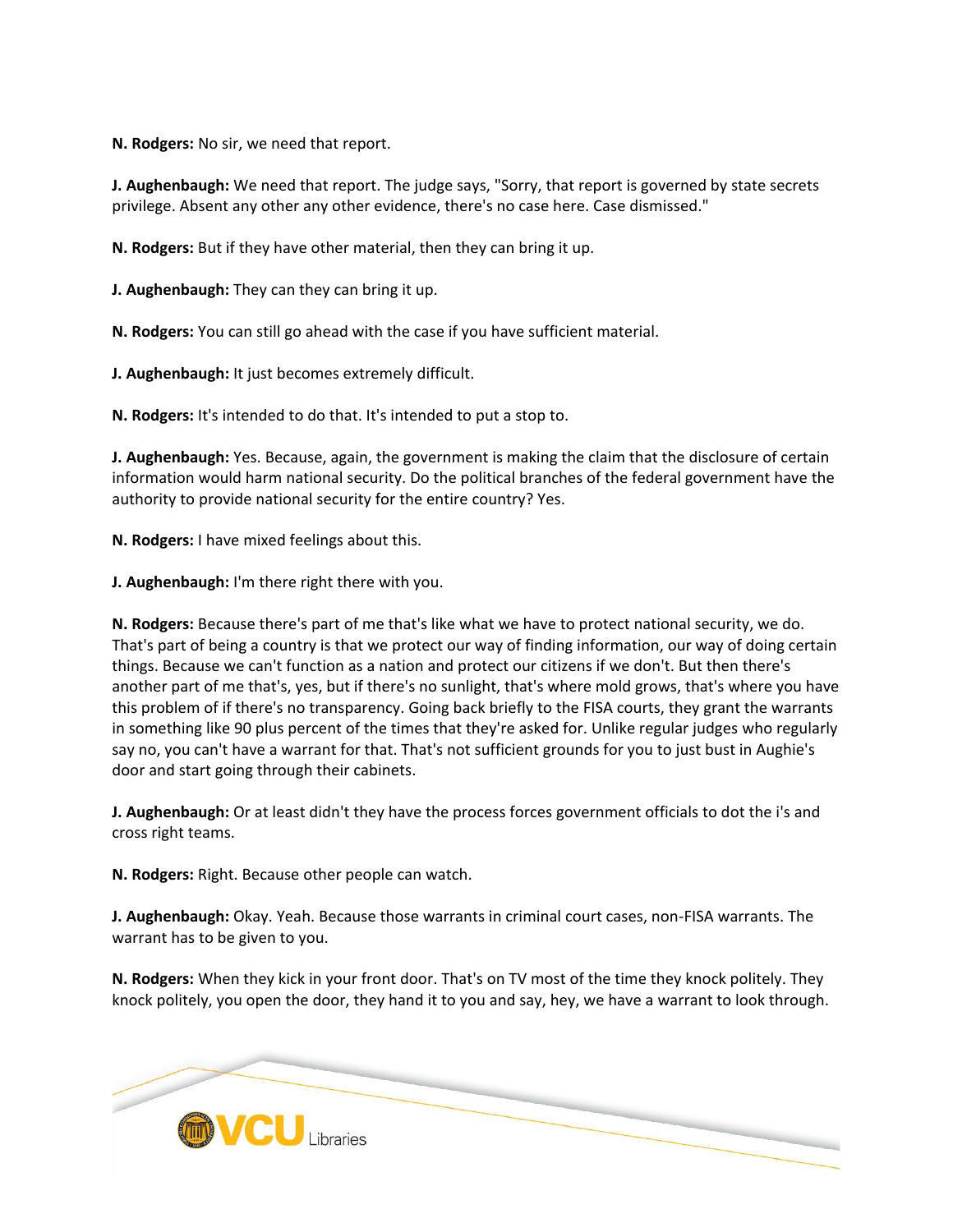**N. Rodgers:** No sir, we need that report.

**J. Aughenbaugh:** We need that report. The judge says, "Sorry, that report is governed by state secrets privilege. Absent any other any other evidence, there's no case here. Case dismissed."

**N. Rodgers:** But if they have other material, then they can bring it up.

**J. Aughenbaugh:** They can they can bring it up.

**N. Rodgers:** You can still go ahead with the case if you have sufficient material.

**J. Aughenbaugh:** It just becomes extremely difficult.

**N. Rodgers:** It's intended to do that. It's intended to put a stop to.

**J. Aughenbaugh:** Yes. Because, again, the government is making the claim that the disclosure of certain information would harm national security. Do the political branches of the federal government have the authority to provide national security for the entire country? Yes.

**N. Rodgers:** I have mixed feelings about this.

**J. Aughenbaugh:** I'm there right there with you.

**N. Rodgers:** Because there's part of me that's like what we have to protect national security, we do. That's part of being a country is that we protect our way of finding information, our way of doing certain things. Because we can't function as a nation and protect our citizens if we don't. But then there's another part of me that's, yes, but if there's no sunlight, that's where mold grows, that's where you have this problem of if there's no transparency. Going back briefly to the FISA courts, they grant the warrants in something like 90 plus percent of the times that they're asked for. Unlike regular judges who regularly say no, you can't have a warrant for that. That's not sufficient grounds for you to just bust in Aughie's door and start going through their cabinets.

**J. Aughenbaugh:** Or at least didn't they have the process forces government officials to dot the i's and cross right teams.

**N. Rodgers:** Right. Because other people can watch.

**J. Aughenbaugh:** Okay. Yeah. Because those warrants in criminal court cases, non-FISA warrants. The warrant has to be given to you.

**N. Rodgers:** When they kick in your front door. That's on TV most of the time they knock politely. They knock politely, you open the door, they hand it to you and say, hey, we have a warrant to look through.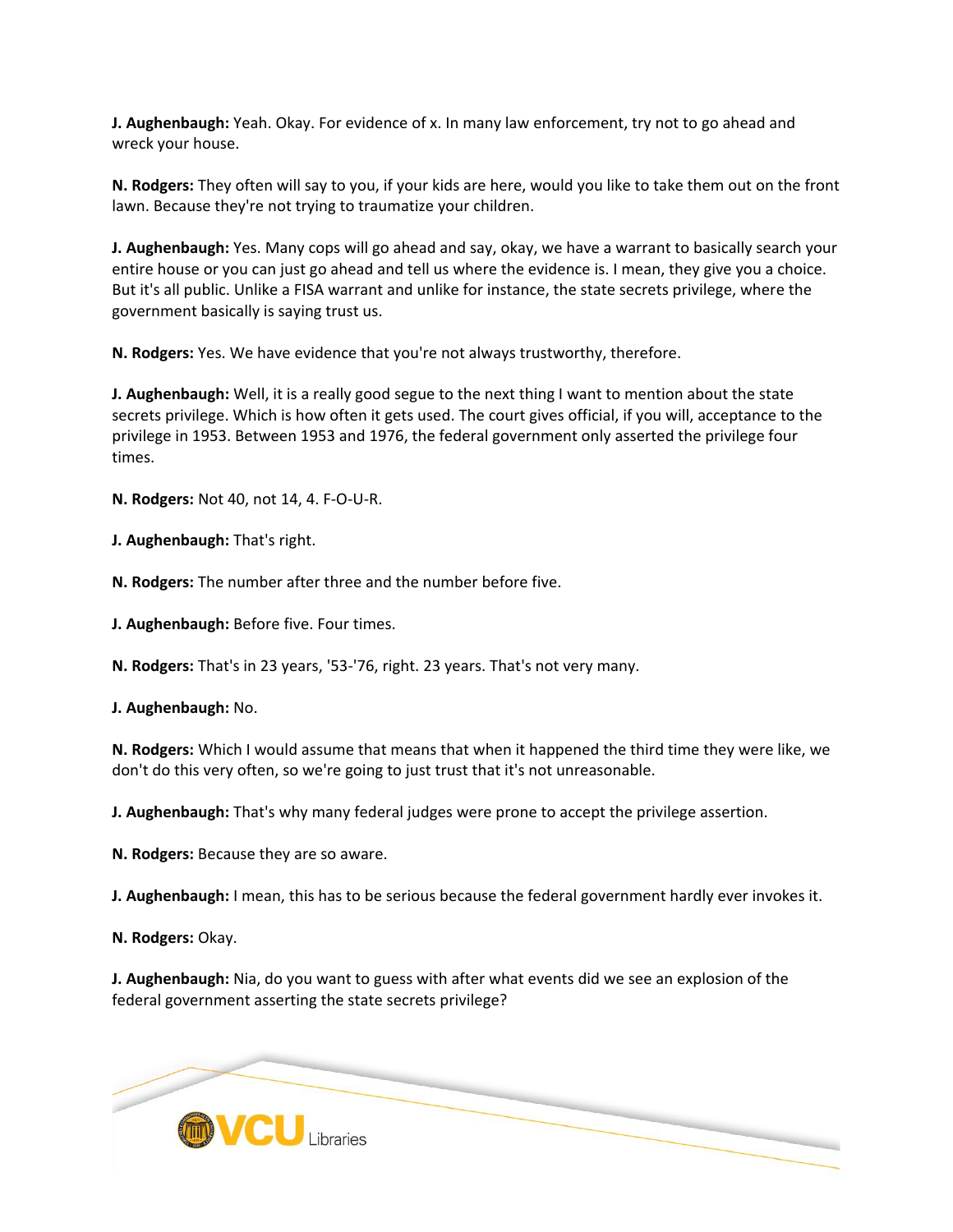**J. Aughenbaugh:** Yeah. Okay. For evidence of x. In many law enforcement, try not to go ahead and wreck your house.

**N. Rodgers:** They often will say to you, if your kids are here, would you like to take them out on the front lawn. Because they're not trying to traumatize your children.

**J. Aughenbaugh:** Yes. Many cops will go ahead and say, okay, we have a warrant to basically search your entire house or you can just go ahead and tell us where the evidence is. I mean, they give you a choice. But it's all public. Unlike a FISA warrant and unlike for instance, the state secrets privilege, where the government basically is saying trust us.

**N. Rodgers:** Yes. We have evidence that you're not always trustworthy, therefore.

**J. Aughenbaugh:** Well, it is a really good segue to the next thing I want to mention about the state secrets privilege. Which is how often it gets used. The court gives official, if you will, acceptance to the privilege in 1953. Between 1953 and 1976, the federal government only asserted the privilege four times.

**N. Rodgers:** Not 40, not 14, 4. F-O-U-R.

**J. Aughenbaugh:** That's right.

**N. Rodgers:** The number after three and the number before five.

**J. Aughenbaugh:** Before five. Four times.

**N. Rodgers:** That's in 23 years, '53-'76, right. 23 years. That's not very many.

**J. Aughenbaugh:** No.

**N. Rodgers:** Which I would assume that means that when it happened the third time they were like, we don't do this very often, so we're going to just trust that it's not unreasonable.

**J. Aughenbaugh:** That's why many federal judges were prone to accept the privilege assertion.

**N. Rodgers:** Because they are so aware.

**J. Aughenbaugh:** I mean, this has to be serious because the federal government hardly ever invokes it.

**N. Rodgers:** Okay.

**J. Aughenbaugh:** Nia, do you want to guess with after what events did we see an explosion of the federal government asserting the state secrets privilege?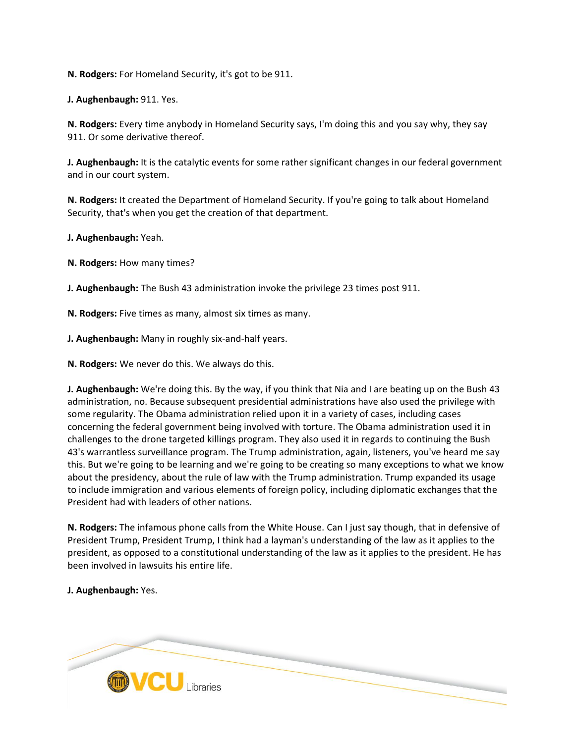**N. Rodgers:** For Homeland Security, it's got to be 911.

**J. Aughenbaugh:** 911. Yes.

**N. Rodgers:** Every time anybody in Homeland Security says, I'm doing this and you say why, they say 911. Or some derivative thereof.

**J. Aughenbaugh:** It is the catalytic events for some rather significant changes in our federal government and in our court system.

**N. Rodgers:** It created the Department of Homeland Security. If you're going to talk about Homeland Security, that's when you get the creation of that department.

**J. Aughenbaugh:** Yeah.

**N. Rodgers:** How many times?

**J. Aughenbaugh:** The Bush 43 administration invoke the privilege 23 times post 911.

**N. Rodgers:** Five times as many, almost six times as many.

**J. Aughenbaugh:** Many in roughly six-and-half years.

**N. Rodgers:** We never do this. We always do this.

**J. Aughenbaugh:** We're doing this. By the way, if you think that Nia and I are beating up on the Bush 43 administration, no. Because subsequent presidential administrations have also used the privilege with some regularity. The Obama administration relied upon it in a variety of cases, including cases concerning the federal government being involved with torture. The Obama administration used it in challenges to the drone targeted killings program. They also used it in regards to continuing the Bush 43's warrantless surveillance program. The Trump administration, again, listeners, you've heard me say this. But we're going to be learning and we're going to be creating so many exceptions to what we know about the presidency, about the rule of law with the Trump administration. Trump expanded its usage to include immigration and various elements of foreign policy, including diplomatic exchanges that the President had with leaders of other nations.

**N. Rodgers:** The infamous phone calls from the White House. Can I just say though, that in defensive of President Trump, President Trump, I think had a layman's understanding of the law as it applies to the president, as opposed to a constitutional understanding of the law as it applies to the president. He has been involved in lawsuits his entire life.

**J. Aughenbaugh:** Yes.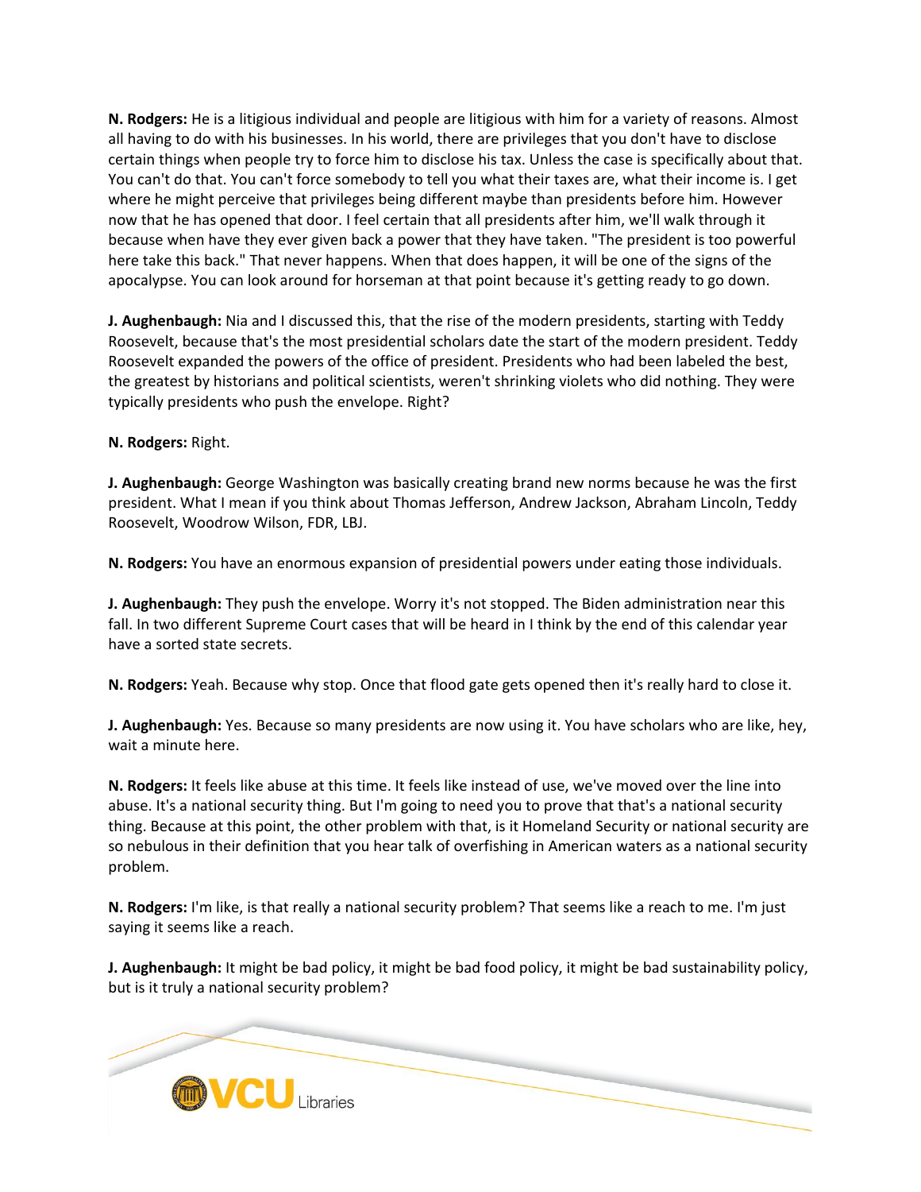**N. Rodgers:** He is a litigious individual and people are litigious with him for a variety of reasons. Almost all having to do with his businesses. In his world, there are privileges that you don't have to disclose certain things when people try to force him to disclose his tax. Unless the case is specifically about that. You can't do that. You can't force somebody to tell you what their taxes are, what their income is. I get where he might perceive that privileges being different maybe than presidents before him. However now that he has opened that door. I feel certain that all presidents after him, we'll walk through it because when have they ever given back a power that they have taken. "The president is too powerful here take this back." That never happens. When that does happen, it will be one of the signs of the apocalypse. You can look around for horseman at that point because it's getting ready to go down.

**J. Aughenbaugh:** Nia and I discussed this, that the rise of the modern presidents, starting with Teddy Roosevelt, because that's the most presidential scholars date the start of the modern president. Teddy Roosevelt expanded the powers of the office of president. Presidents who had been labeled the best, the greatest by historians and political scientists, weren't shrinking violets who did nothing. They were typically presidents who push the envelope. Right?

**N. Rodgers:** Right.

**J. Aughenbaugh:** George Washington was basically creating brand new norms because he was the first president. What I mean if you think about Thomas Jefferson, Andrew Jackson, Abraham Lincoln, Teddy Roosevelt, Woodrow Wilson, FDR, LBJ.

**N. Rodgers:** You have an enormous expansion of presidential powers under eating those individuals.

**J. Aughenbaugh:** They push the envelope. Worry it's not stopped. The Biden administration near this fall. In two different Supreme Court cases that will be heard in I think by the end of this calendar year have a sorted state secrets.

**N. Rodgers:** Yeah. Because why stop. Once that flood gate gets opened then it's really hard to close it.

**J. Aughenbaugh:** Yes. Because so many presidents are now using it. You have scholars who are like, hey, wait a minute here.

**N. Rodgers:** It feels like abuse at this time. It feels like instead of use, we've moved over the line into abuse. It's a national security thing. But I'm going to need you to prove that that's a national security thing. Because at this point, the other problem with that, is it Homeland Security or national security are so nebulous in their definition that you hear talk of overfishing in American waters as a national security problem.

**N. Rodgers:** I'm like, is that really a national security problem? That seems like a reach to me. I'm just saying it seems like a reach.

**J. Aughenbaugh:** It might be bad policy, it might be bad food policy, it might be bad sustainability policy, but is it truly a national security problem?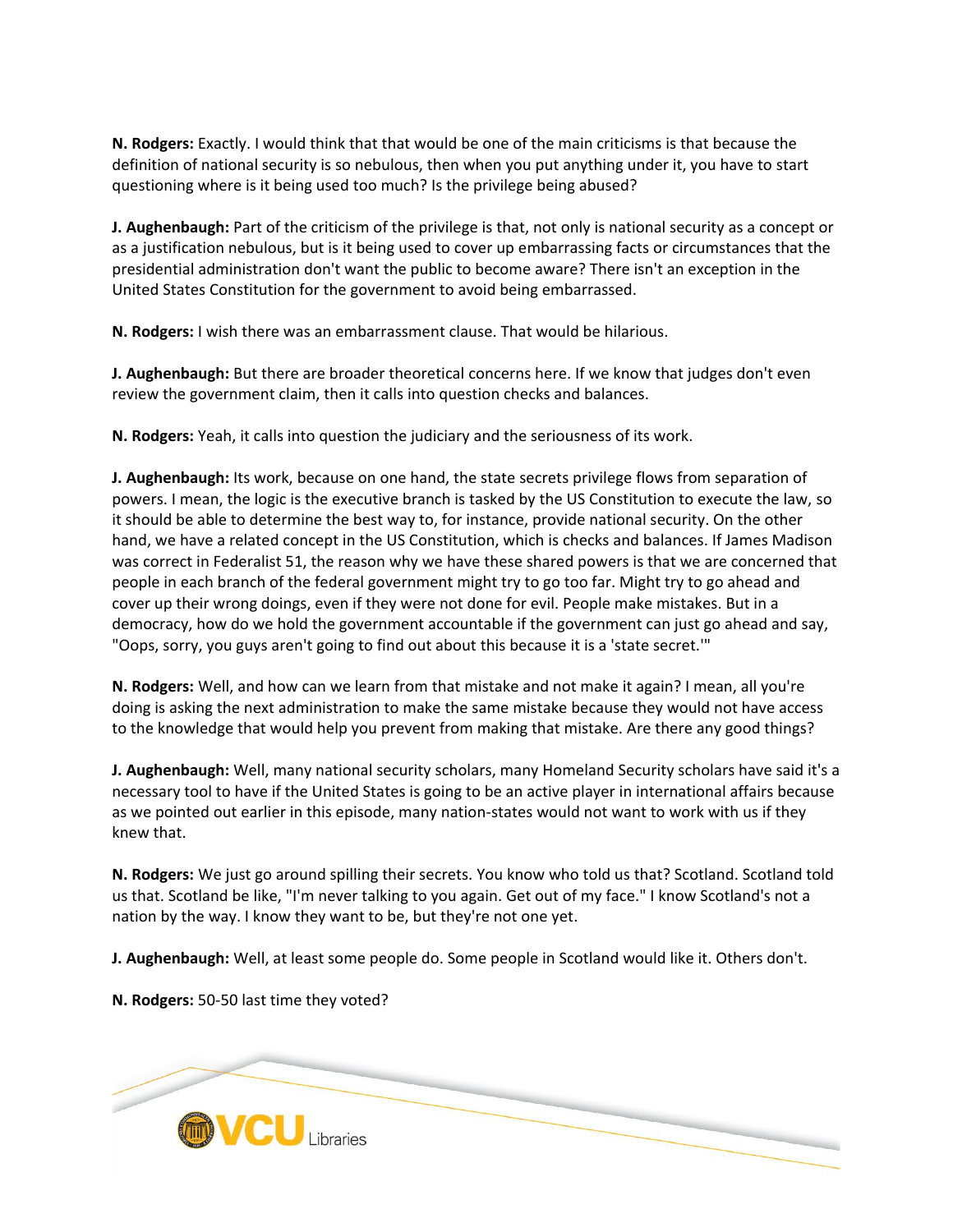**N. Rodgers:** Exactly. I would think that that would be one of the main criticisms is that because the definition of national security is so nebulous, then when you put anything under it, you have to start questioning where is it being used too much? Is the privilege being abused?

**J. Aughenbaugh:** Part of the criticism of the privilege is that, not only is national security as a concept or as a justification nebulous, but is it being used to cover up embarrassing facts or circumstances that the presidential administration don't want the public to become aware? There isn't an exception in the United States Constitution for the government to avoid being embarrassed.

**N. Rodgers:** I wish there was an embarrassment clause. That would be hilarious.

**J. Aughenbaugh:** But there are broader theoretical concerns here. If we know that judges don't even review the government claim, then it calls into question checks and balances.

**N. Rodgers:** Yeah, it calls into question the judiciary and the seriousness of its work.

**J. Aughenbaugh:** Its work, because on one hand, the state secrets privilege flows from separation of powers. I mean, the logic is the executive branch is tasked by the US Constitution to execute the law, so it should be able to determine the best way to, for instance, provide national security. On the other hand, we have a related concept in the US Constitution, which is checks and balances. If James Madison was correct in Federalist 51, the reason why we have these shared powers is that we are concerned that people in each branch of the federal government might try to go too far. Might try to go ahead and cover up their wrong doings, even if they were not done for evil. People make mistakes. But in a democracy, how do we hold the government accountable if the government can just go ahead and say, "Oops, sorry, you guys aren't going to find out about this because it is a 'state secret.'"

**N. Rodgers:** Well, and how can we learn from that mistake and not make it again? I mean, all you're doing is asking the next administration to make the same mistake because they would not have access to the knowledge that would help you prevent from making that mistake. Are there any good things?

**J. Aughenbaugh:** Well, many national security scholars, many Homeland Security scholars have said it's a necessary tool to have if the United States is going to be an active player in international affairs because as we pointed out earlier in this episode, many nation-states would not want to work with us if they knew that.

**N. Rodgers:** We just go around spilling their secrets. You know who told us that? Scotland. Scotland told us that. Scotland be like, "I'm never talking to you again. Get out of my face." I know Scotland's not a nation by the way. I know they want to be, but they're not one yet.

**J. Aughenbaugh:** Well, at least some people do. Some people in Scotland would like it. Others don't.

**N. Rodgers:** 50-50 last time they voted?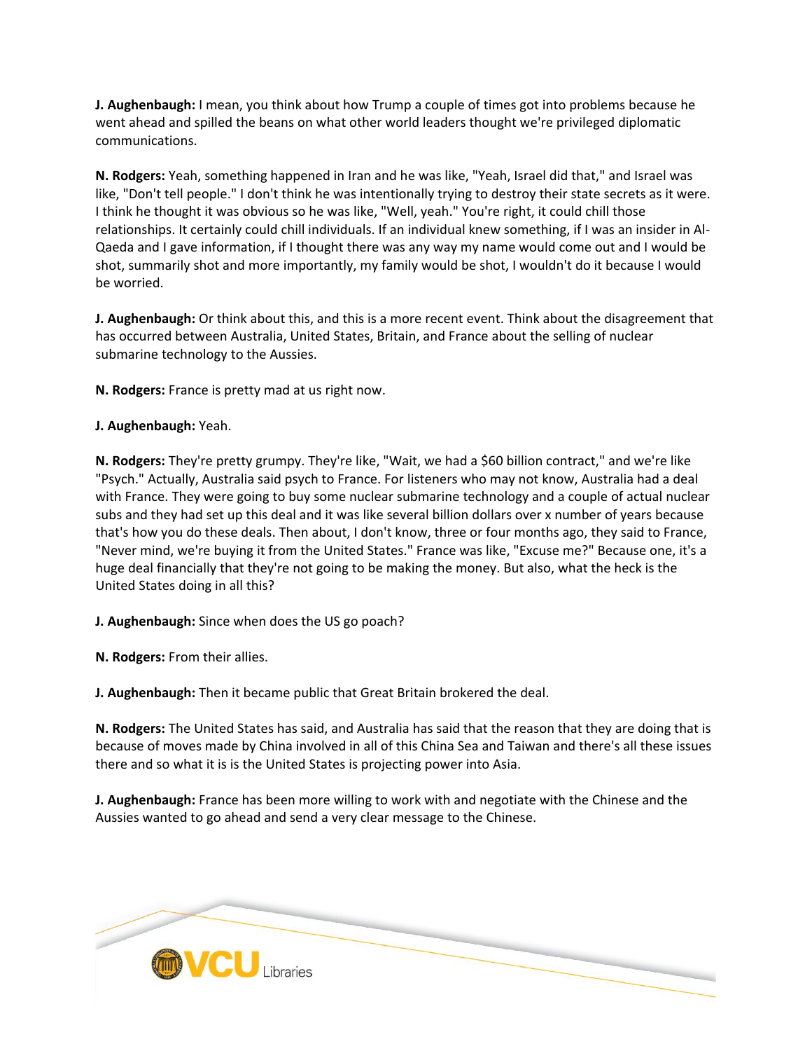**J. Aughenbaugh:** I mean, you think about how Trump a couple of times got into problems because he went ahead and spilled the beans on what other world leaders thought we're privileged diplomatic communications.

**N. Rodgers:** Yeah, something happened in Iran and he was like, "Yeah, Israel did that," and Israel was like, "Don't tell people." I don't think he was intentionally trying to destroy their state secrets as it were. I think he thought it was obvious so he was like, "Well, yeah." You're right, it could chill those relationships. It certainly could chill individuals. If an individual knew something, if I was an insider in Al-Qaeda and I gave information, if I thought there was any way my name would come out and I would be shot, summarily shot and more importantly, my family would be shot, I wouldn't do it because I would be worried.

**J. Aughenbaugh:** Or think about this, and this is a more recent event. Think about the disagreement that has occurred between Australia, United States, Britain, and France about the selling of nuclear submarine technology to the Aussies.

**N. Rodgers:** France is pretty mad at us right now.

**J. Aughenbaugh:** Yeah.

**N. Rodgers:** They're pretty grumpy. They're like, "Wait, we had a $60 billion contract," and we're like "Psych." Actually, Australia said psych to France. For listeners who may not know, Australia had a deal with France. They were going to buy some nuclear submarine technology and a couple of actual nuclear subs and they had set up this deal and it was like several billion dollars over x number of years because that's how you do these deals. Then about, I don't know, three or four months ago, they said to France, "Never mind, we're buying it from the United States." France was like, "Excuse me?" Because one, it's a huge deal financially that they're not going to be making the money. But also, what the heck is the United States doing in all this?

**J. Aughenbaugh:** Since when does the US go poach?

**N. Rodgers:** From their allies.

**J. Aughenbaugh:** Then it became public that Great Britain brokered the deal.

**N. Rodgers:** The United States has said, and Australia has said that the reason that they are doing that is because of moves made by China involved in all of this China Sea and Taiwan and there's all these issues there and so what it is is the United States is projecting power into Asia.

**J. Aughenbaugh:** France has been more willing to work with and negotiate with the Chinese and the Aussies wanted to go ahead and send a very clear message to the Chinese.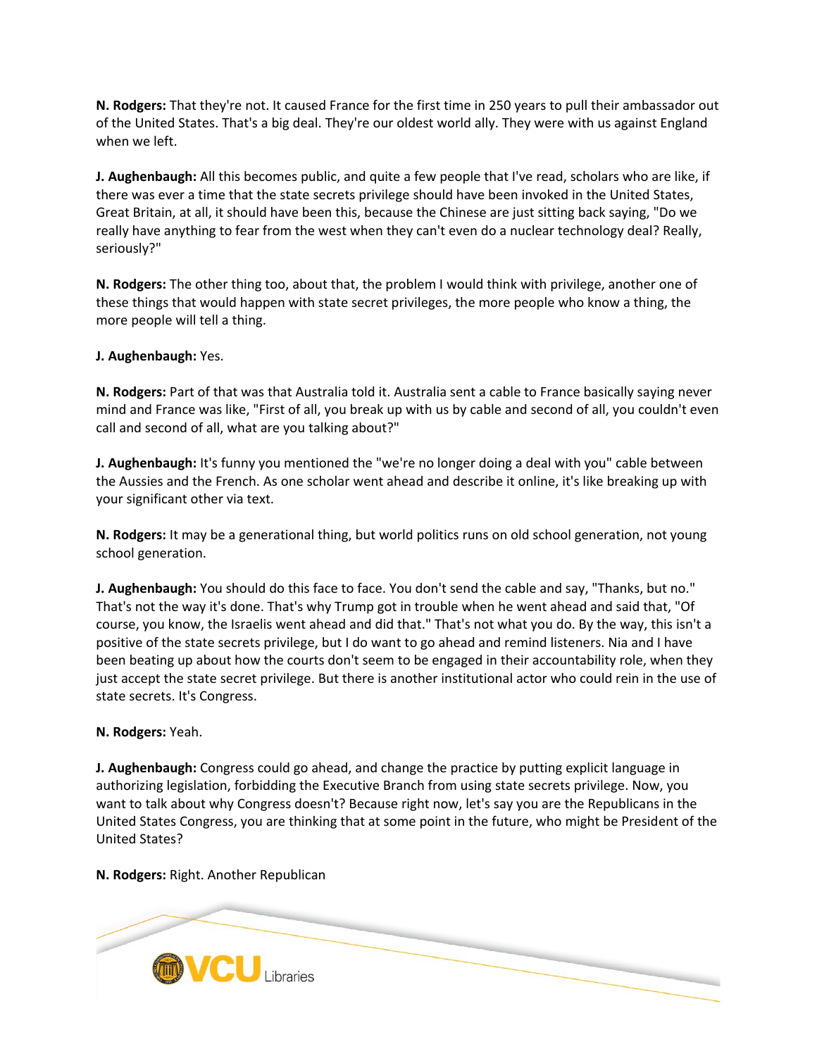**N. Rodgers:** That they're not. It caused France for the first time in 250 years to pull their ambassador out of the United States. That's a big deal. They're our oldest world ally. They were with us against England when we left.

**J. Aughenbaugh:** All this becomes public, and quite a few people that I've read, scholars who are like, if there was ever a time that the state secrets privilege should have been invoked in the United States, Great Britain, at all, it should have been this, because the Chinese are just sitting back saying, "Do we really have anything to fear from the west when they can't even do a nuclear technology deal? Really, seriously?"

**N. Rodgers:** The other thing too, about that, the problem I would think with privilege, another one of these things that would happen with state secret privileges, the more people who know a thing, the more people will tell a thing.

**J. Aughenbaugh:** Yes.

**N. Rodgers:** Part of that was that Australia told it. Australia sent a cable to France basically saying never mind and France was like, "First of all, you break up with us by cable and second of all, you couldn't even call and second of all, what are you talking about?"

**J. Aughenbaugh:** It's funny you mentioned the "we're no longer doing a deal with you" cable between the Aussies and the French. As one scholar went ahead and describe it online, it's like breaking up with your significant other via text.

**N. Rodgers:** It may be a generational thing, but world politics runs on old school generation, not young school generation.

**J. Aughenbaugh:** You should do this face to face. You don't send the cable and say, "Thanks, but no." That's not the way it's done. That's why Trump got in trouble when he went ahead and said that, "Of course, you know, the Israelis went ahead and did that." That's not what you do. By the way, this isn't a positive of the state secrets privilege, but I do want to go ahead and remind listeners. Nia and I have been beating up about how the courts don't seem to be engaged in their accountability role, when they just accept the state secret privilege. But there is another institutional actor who could rein in the use of state secrets. It's Congress.

**N. Rodgers:** Yeah.

**J. Aughenbaugh:** Congress could go ahead, and change the practice by putting explicit language in authorizing legislation, forbidding the Executive Branch from using state secrets privilege. Now, you want to talk about why Congress doesn't? Because right now, let's say you are the Republicans in the United States Congress, you are thinking that at some point in the future, who might be President of the United States?

**N. Rodgers:** Right. Another Republican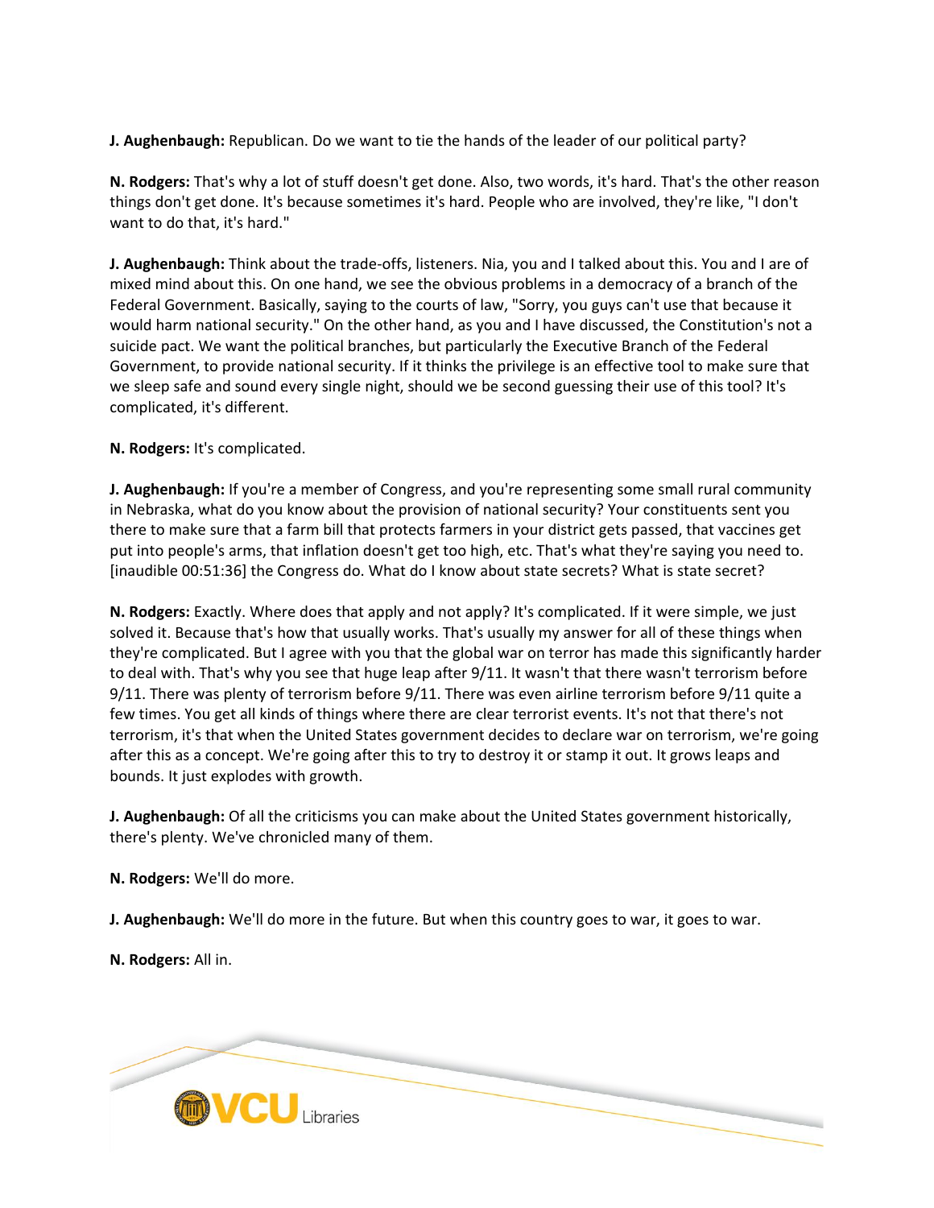**J. Aughenbaugh:** Republican. Do we want to tie the hands of the leader of our political party?

**N. Rodgers:** That's why a lot of stuff doesn't get done. Also, two words, it's hard. That's the other reason things don't get done. It's because sometimes it's hard. People who are involved, they're like, "I don't want to do that, it's hard."

**J. Aughenbaugh:** Think about the trade-offs, listeners. Nia, you and I talked about this. You and I are of mixed mind about this. On one hand, we see the obvious problems in a democracy of a branch of the Federal Government. Basically, saying to the courts of law, "Sorry, you guys can't use that because it would harm national security." On the other hand, as you and I have discussed, the Constitution's not a suicide pact. We want the political branches, but particularly the Executive Branch of the Federal Government, to provide national security. If it thinks the privilege is an effective tool to make sure that we sleep safe and sound every single night, should we be second guessing their use of this tool? It's complicated, it's different.

**N. Rodgers:** It's complicated.

**J. Aughenbaugh:** If you're a member of Congress, and you're representing some small rural community in Nebraska, what do you know about the provision of national security? Your constituents sent you there to make sure that a farm bill that protects farmers in your district gets passed, that vaccines get put into people's arms, that inflation doesn't get too high, etc. That's what they're saying you need to. [inaudible 00:51:36] the Congress do. What do I know about state secrets? What is state secret?

**N. Rodgers:** Exactly. Where does that apply and not apply? It's complicated. If it were simple, we just solved it. Because that's how that usually works. That's usually my answer for all of these things when they're complicated. But I agree with you that the global war on terror has made this significantly harder to deal with. That's why you see that huge leap after 9/11. It wasn't that there wasn't terrorism before 9/11. There was plenty of terrorism before 9/11. There was even airline terrorism before 9/11 quite a few times. You get all kinds of things where there are clear terrorist events. It's not that there's not terrorism, it's that when the United States government decides to declare war on terrorism, we're going after this as a concept. We're going after this to try to destroy it or stamp it out. It grows leaps and bounds. It just explodes with growth.

**J. Aughenbaugh:** Of all the criticisms you can make about the United States government historically, there's plenty. We've chronicled many of them.

**N. Rodgers:** We'll do more.

**J. Aughenbaugh:** We'll do more in the future. But when this country goes to war, it goes to war.

**N. Rodgers:** All in.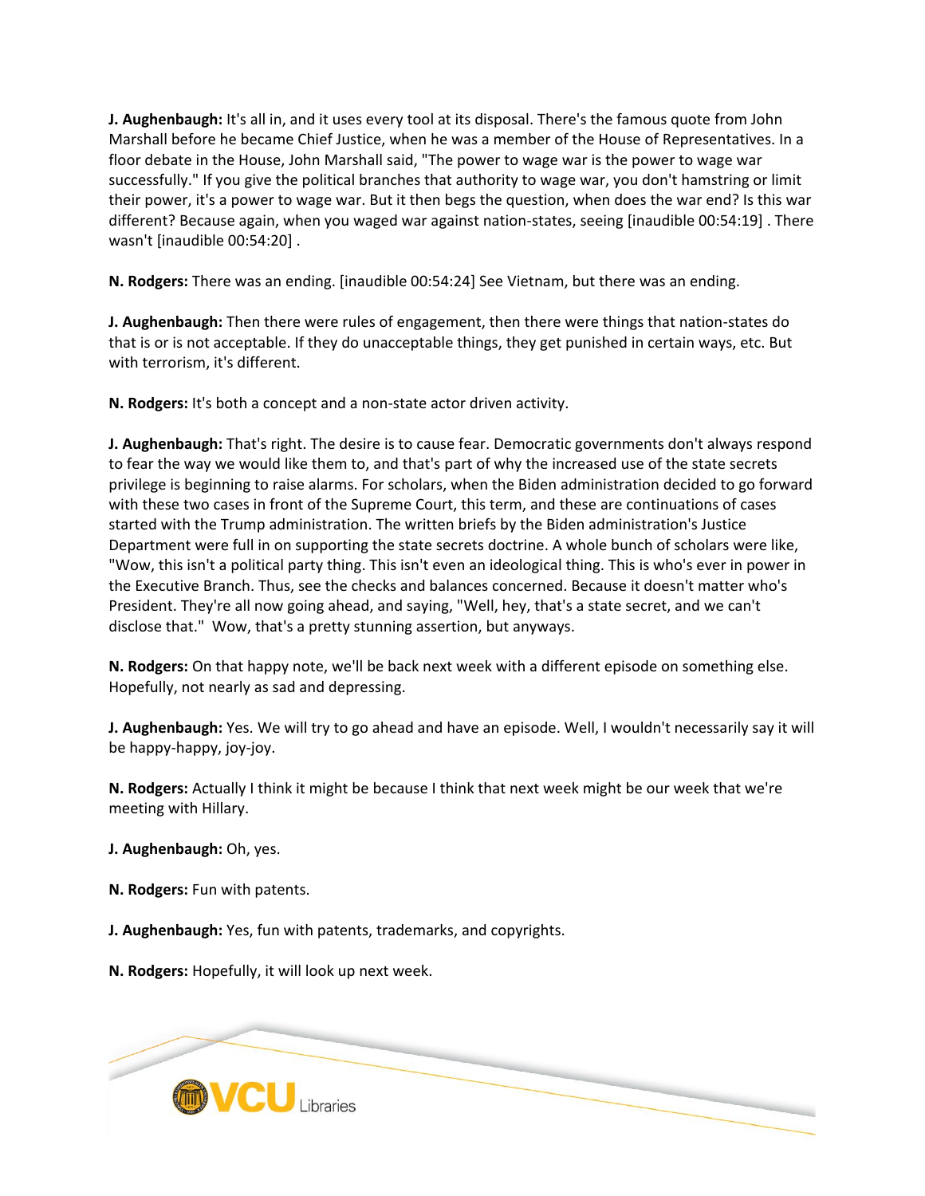**J. Aughenbaugh:** It's all in, and it uses every tool at its disposal. There's the famous quote from John Marshall before he became Chief Justice, when he was a member of the House of Representatives. In a floor debate in the House, John Marshall said, "The power to wage war is the power to wage war successfully." If you give the political branches that authority to wage war, you don't hamstring or limit their power, it's a power to wage war. But it then begs the question, when does the war end? Is this war different? Because again, when you waged war against nation-states, seeing [inaudible 00:54:19] . There wasn't [inaudible 00:54:20] .

**N. Rodgers:** There was an ending. [inaudible 00:54:24] See Vietnam, but there was an ending.

**J. Aughenbaugh:** Then there were rules of engagement, then there were things that nation-states do that is or is not acceptable. If they do unacceptable things, they get punished in certain ways, etc. But with terrorism, it's different.

**N. Rodgers:** It's both a concept and a non-state actor driven activity.

**J. Aughenbaugh:** That's right. The desire is to cause fear. Democratic governments don't always respond to fear the way we would like them to, and that's part of why the increased use of the state secrets privilege is beginning to raise alarms. For scholars, when the Biden administration decided to go forward with these two cases in front of the Supreme Court, this term, and these are continuations of cases started with the Trump administration. The written briefs by the Biden administration's Justice Department were full in on supporting the state secrets doctrine. A whole bunch of scholars were like, "Wow, this isn't a political party thing. This isn't even an ideological thing. This is who's ever in power in the Executive Branch. Thus, see the checks and balances concerned. Because it doesn't matter who's President. They're all now going ahead, and saying, "Well, hey, that's a state secret, and we can't disclose that." Wow, that's a pretty stunning assertion, but anyways.

**N. Rodgers:** On that happy note, we'll be back next week with a different episode on something else. Hopefully, not nearly as sad and depressing.

**J. Aughenbaugh:** Yes. We will try to go ahead and have an episode. Well, I wouldn't necessarily say it will be happy-happy, joy-joy.

**N. Rodgers:** Actually I think it might be because I think that next week might be our week that we're meeting with Hillary.

**J. Aughenbaugh:** Oh, yes.

**N. Rodgers:** Fun with patents.

**J. Aughenbaugh:** Yes, fun with patents, trademarks, and copyrights.

**N. Rodgers:** Hopefully, it will look up next week.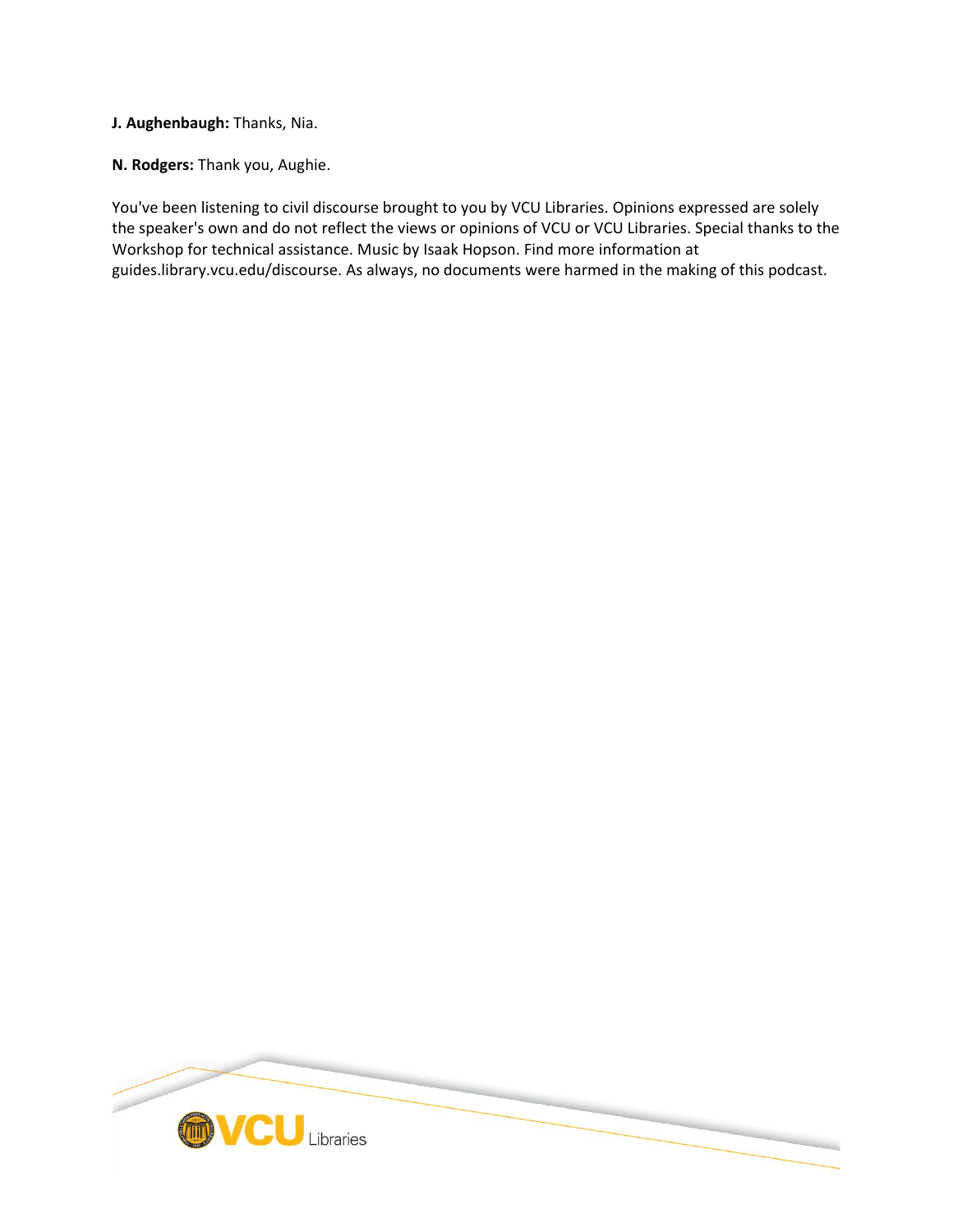**J. Aughenbaugh:** Thanks, Nia.

**N. Rodgers:** Thank you, Aughie.

You've been listening to civil discourse brought to you by VCU Libraries. Opinions expressed are solely the speaker's own and do not reflect the views or opinions of VCU or VCU Libraries. Special thanks to the Workshop for technical assistance. Music by Isaak Hopson. Find more information at guides.library.vcu.edu/discourse. As always, no documents were harmed in the making of this podcast.